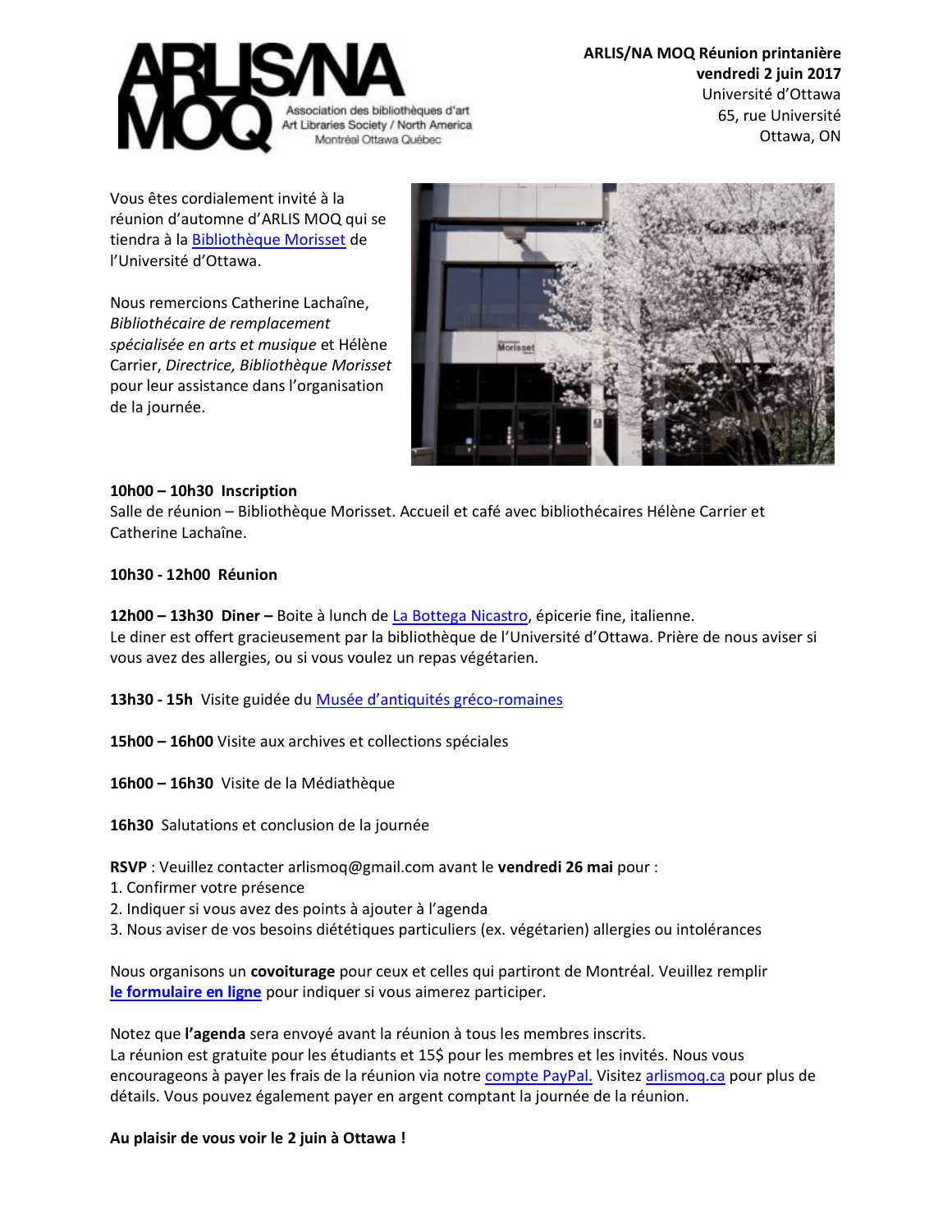ARLIS/NA MOQ
Association des bibliothèques d'art
Art Libraries Society / North America
Montréal Ottawa Québec

**ARLIS/NA MOQ Réunion printanière**
**vendredi 2 juin 2017**
Université d'Ottawa
65, rue Université
Ottawa, ON

Vous êtes cordialement invité à la réunion d'automne d'ARLIS MOQ qui se tiendra à la Bibliothèque Morisset de l'Université d'Ottawa.

Nous remercions Catherine Lachaîne, *Bibliothécaire de remplacement spécialisée en arts et musique* et Hélène Carrier, *Directrice, Bibliothèque Morisset* pour leur assistance dans l'organisation de la journée.

**10h00 – 10h30 Inscription**
Salle de réunion – Bibliothèque Morisset. Accueil et café avec bibliothécaires Hélène Carrier et Catherine Lachaîne.

**10h30 - 12h00 Réunion**

**12h00 – 13h30 Diner –** Boite à lunch de La Bottega Nicastro, épicerie fine, italienne.
Le diner est offert gracieusement par la bibliothèque de l'Université d'Ottawa. Prière de nous aviser si vous avez des allergies, ou si vous voulez un repas végétarien.

**13h30 - 15h** Visite guidée du Musée d'antiquités gréco-romaines

**15h00 – 16h00** Visite aux archives et collections spéciales

**16h00 – 16h30** Visite de la Médiathèque

**16h30** Salutations et conclusion de la journée

**RSVP** : Veuillez contacter arlismoq@gmail.com avant le **vendredi 26 mai** pour :
1. Confirmer votre présence
2. Indiquer si vous avez des points à ajouter à l'agenda
3. Nous aviser de vos besoins diététiques particuliers (ex. végétarien) allergies ou intolérances

Nous organisons un **covoiturage** pour ceux et celles qui partiront de Montréal. Veuillez remplir **le formulaire en ligne** pour indiquer si vous aimerez participer.

Notez que **l'agenda** sera envoyé avant la réunion à tous les membres inscrits.
La réunion est gratuite pour les étudiants et 15$ pour les membres et les invités. Nous vous encourageons à payer les frais de la réunion via notre compte PayPal. Visitez arlismoq.ca pour plus de détails. Vous pouvez également payer en argent comptant la journée de la réunion.

**Au plaisir de vous voir le 2 juin à Ottawa !**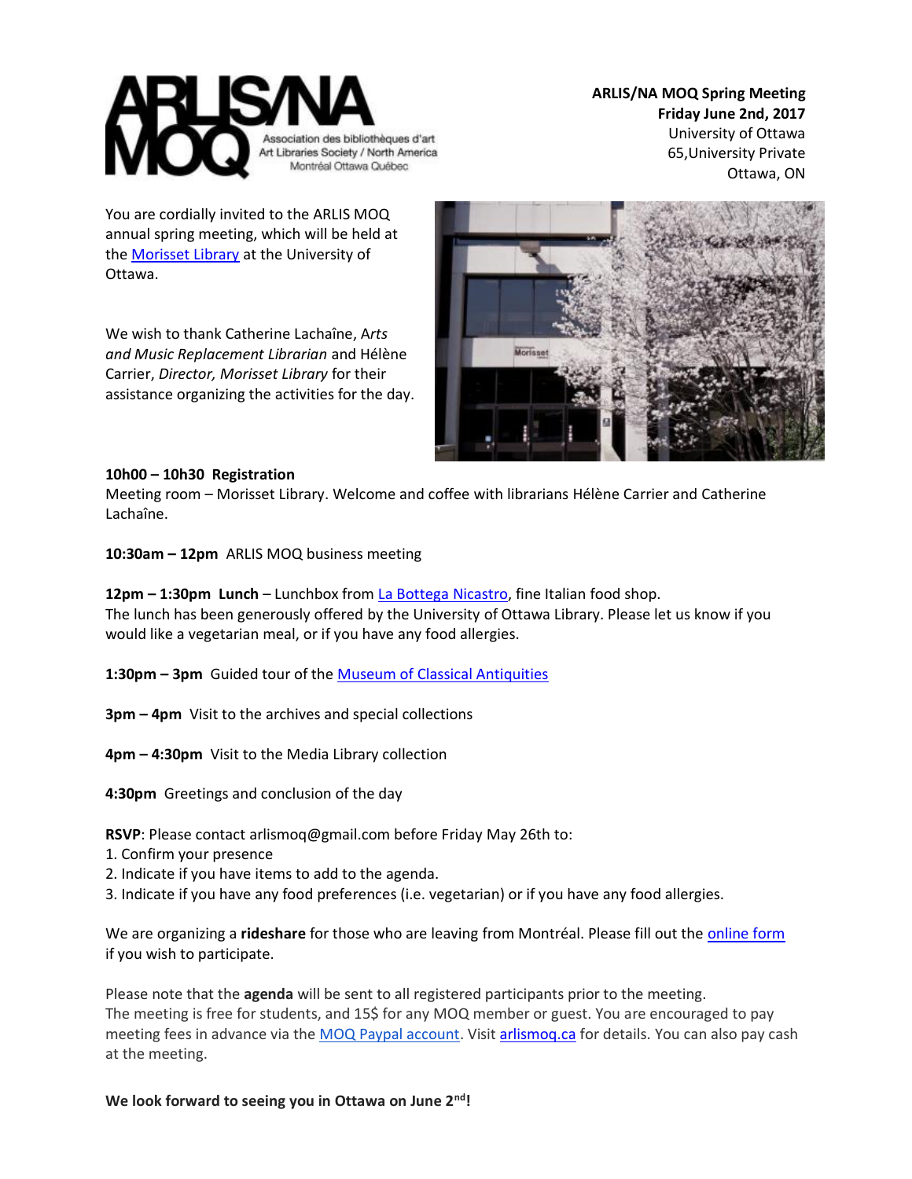**ARLIS/NA MQQ Spring Meeting**
**Friday June 2nd, 2017**
University of Ottawa
65,University Private
Ottawa, ON

You are cordially invited to the ARLIS MOQ annual spring meeting, which will be held at the Morisset Library at the University of Ottawa.

We wish to thank Catherine Lachaîne, *Arts and Music Replacement Librarian* and Hélène Carrier, *Director, Morisset Library* for their assistance organizing the activities for the day.

**10h00 – 10h30 Registration**
Meeting room – Morisset Library. Welcome and coffee with librarians Hélène Carrier and Catherine Lachaîne.

**10:30am – 12pm** ARLIS MOQ business meeting

**12pm – 1:30pm Lunch** – Lunchbox from La Bottega Nicastro, fine Italian food shop.
The lunch has been generously offered by the University of Ottawa Library. Please let us know if you would like a vegetarian meal, or if you have any food allergies.

**1:30pm – 3pm** Guided tour of the Museum of Classical Antiquities

**3pm – 4pm** Visit to the archives and special collections

**4pm – 4:30pm** Visit to the Media Library collection

**4:30pm** Greetings and conclusion of the day

**RSVP**: Please contact arlismoq@gmail.com before Friday May 26th to:
1. Confirm your presence
2. Indicate if you have items to add to the agenda.
3. Indicate if you have any food preferences (i.e. vegetarian) or if you have any food allergies.

We are organizing a **rideshare** for those who are leaving from Montréal. Please fill out the online form if you wish to participate.

Please note that the **agenda** will be sent to all registered participants prior to the meeting.
The meeting is free for students, and 15$ for any MOQ member or guest. You are encouraged to pay meeting fees in advance via the MOQ Paypal account. Visit arlismoq.ca for details. You can also pay cash at the meeting.

**We look forward to seeing you in Ottawa on June 2nd!**